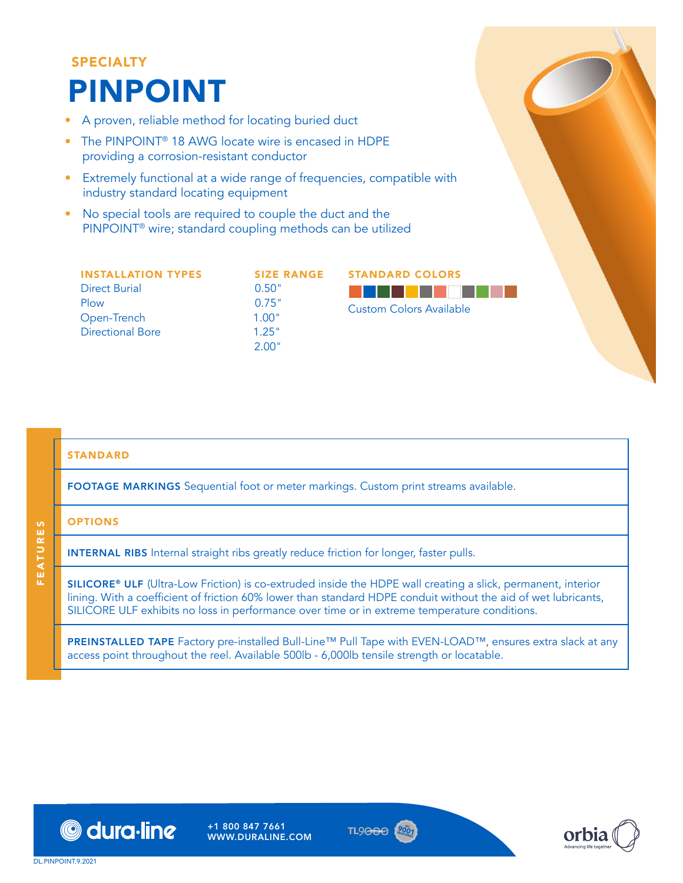SPECIALTY

# PINPOINT

- A proven, reliable method for locating buried duct
- The PINPOINT® 18 AWG locate wire is encased in HDPE providing a corrosion-resistant conductor
- Extremely functional at a wide range of frequencies, compatible with industry standard locating equipment
- No special tools are required to couple the duct and the PINPOINT® wire; standard coupling methods can be utilized

| INSTALLATION TYPES | SIZE RANGE |
|---|---|
| Direct Burial | 0.50" |
| Plow | 0.75" |
| Open-Trench | 1.00" |
| Directional Bore | 1.25" |
| | 2.00" |

**STANDARD COLORS**

Custom Colors Available

## FEATURES

### STANDARD

**FOOTAGE MARKINGS** Sequential foot or meter markings. Custom print streams available.

### OPTIONS

**INTERNAL RIBS** Internal straight ribs greatly reduce friction for longer, faster pulls.

**SILICORE® ULF** (Ultra-Low Friction) is co-extruded inside the HDPE wall creating a slick, permanent, interior lining. With a coefficient of friction 60% lower than standard HDPE conduit without the aid of wet lubricants, SILICORE ULF exhibits no loss in performance over time or in extreme temperature conditions.

**PREINSTALLED TAPE** Factory pre-installed Bull-Line™ Pull Tape with EVEN-LOAD™, ensures extra slack at any access point throughout the reel. Available 500lb - 6,000lb tensile strength or locatable.

dura·line +1 800 847 7661 WWW.DURALINE.COM

DL.PINPOINT.9.2021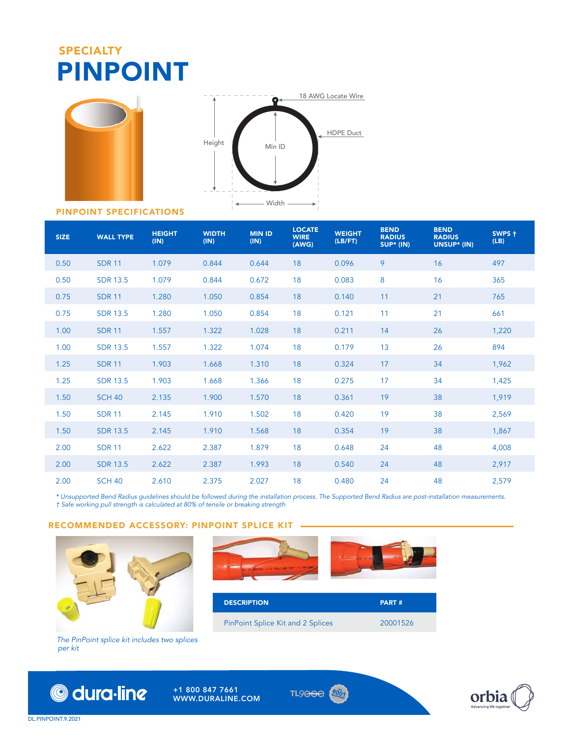## SPECIALTY

# PINPOINT

18 AWG Locate Wire

HDPE Duct

Height

Min ID

Width

### PINPOINT SPECIFICATIONS

| SIZE | WALL TYPE | HEIGHT (IN) | WIDTH (IN) | MIN ID (IN) | LOCATE WIRE (AWG) | WEIGHT (LB/FT) | BEND RADIUS SUP* (IN) | BEND RADIUS UNSUP* (IN) | SWPS † (LB) |
|---|---|---|---|---|---|---|---|---|---|
| 0.50 | SDR 11 | 1.079 | 0.844 | 0.644 | 18 | 0.096 | 9 | 16 | 497 |
| 0.50 | SDR 13.5 | 1.079 | 0.844 | 0.672 | 18 | 0.083 | 8 | 16 | 365 |
| 0.75 | SDR 11 | 1.280 | 1.050 | 0.854 | 18 | 0.140 | 11 | 21 | 765 |
| 0.75 | SDR 13.5 | 1.280 | 1.050 | 0.854 | 18 | 0.121 | 11 | 21 | 661 |
| 1.00 | SDR 11 | 1.557 | 1.322 | 1.028 | 18 | 0.211 | 14 | 26 | 1,220 |
| 1.00 | SDR 13.5 | 1.557 | 1.322 | 1.074 | 18 | 0.179 | 13 | 26 | 894 |
| 1.25 | SDR 11 | 1.903 | 1.668 | 1.310 | 18 | 0.324 | 17 | 34 | 1,962 |
| 1.25 | SDR 13.5 | 1.903 | 1.668 | 1.366 | 18 | 0.275 | 17 | 34 | 1,425 |
| 1.50 | SCH 40 | 2.135 | 1.900 | 1.570 | 18 | 0.361 | 19 | 38 | 1,919 |
| 1.50 | SDR 11 | 2.145 | 1.910 | 1.502 | 18 | 0.420 | 19 | 38 | 2,569 |
| 1.50 | SDR 13.5 | 2.145 | 1.910 | 1.568 | 18 | 0.354 | 19 | 38 | 1,867 |
| 2.00 | SDR 11 | 2.622 | 2.387 | 1.879 | 18 | 0.648 | 24 | 48 | 4,008 |
| 2.00 | SDR 13.5 | 2.622 | 2.387 | 1.993 | 18 | 0.540 | 24 | 48 | 2,917 |
| 2.00 | SCH 40 | 2.610 | 2.375 | 2.027 | 18 | 0.480 | 24 | 48 | 2,579 |

*\* Unsupported Bend Radius guidelines should be followed during the installation process. The Supported Bend Radius are post-installation measurements.*
*† Safe working pull strength is calculated at 80% of tensile or breaking strength*

### RECOMMENDED ACCESSORY: PINPOINT SPLICE KIT

*The PinPoint splice kit includes two splices per kit*

| DESCRIPTION | PART # |
|---|---|
| PinPoint Splice Kit and 2 Splices | 20001526 |

dura·line

+1 800 847 7661
WWW.DURALINE.COM

TL9000

orbia
Advancing life together

DL.PINPOINT.9.2021